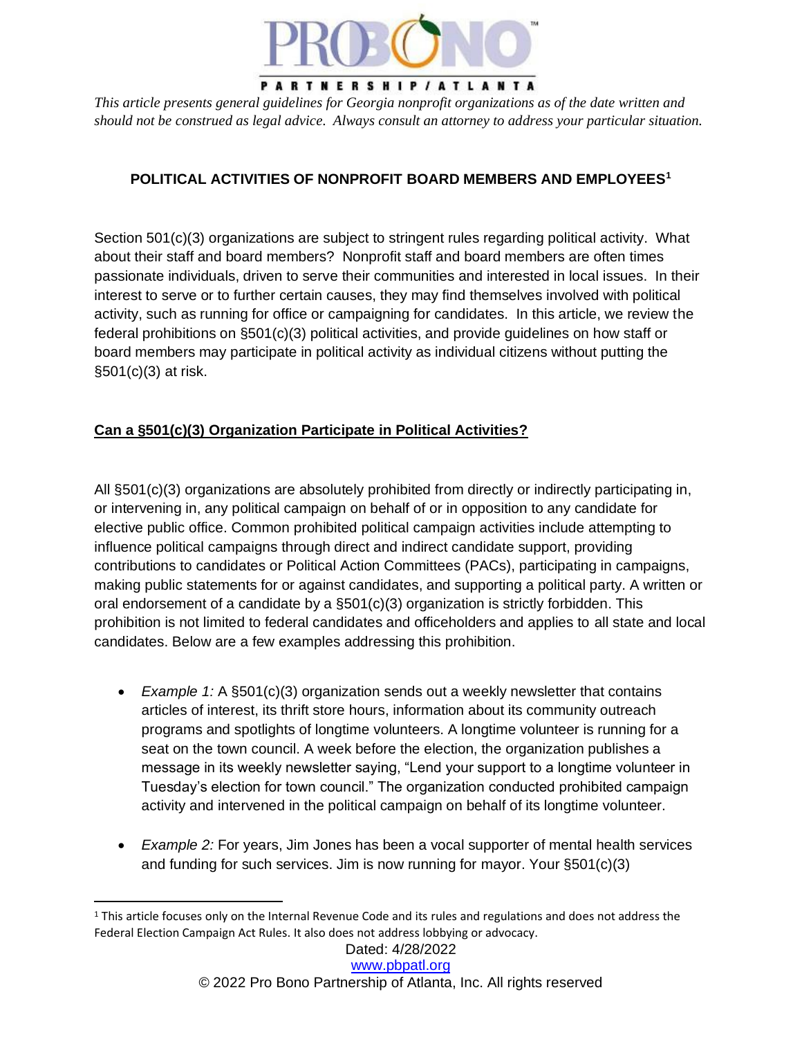*This article presents general guidelines for Georgia nonprofit organizations as of the date written and should not be construed as legal advice. Always consult an attorney to address your particular situation.*

**POLITICAL ACTIVITIES OF NONPROFIT BOARD MEMBERS AND EMPLOYEES[1]**

Section 501(c)(3) organizations are subject to stringent rules regarding political activity. What about their staff and board members? Nonprofit staff and board members are often times passionate individuals, driven to serve their communities and interested in local issues. In their interest to serve or to further certain causes, they may find themselves involved with political activity, such as running for office or campaigning for candidates. In this article, we review the federal prohibitions on §501(c)(3) political activities, and provide guidelines on how staff or board members may participate in political activity as individual citizens without putting the §501(c)(3) at risk.

## Can a §501(c)(3) Organization Participate in Political Activities?

All §501(c)(3) organizations are absolutely prohibited from directly or indirectly participating in, or intervening in, any political campaign on behalf of or in opposition to any candidate for elective public office. Common prohibited political campaign activities include attempting to influence political campaigns through direct and indirect candidate support, providing contributions to candidates or Political Action Committees (PACs), participating in campaigns, making public statements for or against candidates, and supporting a political party. A written or oral endorsement of a candidate by a §501(c)(3) organization is strictly forbidden. This prohibition is not limited to federal candidates and officeholders and applies to all state and local candidates. Below are a few examples addressing this prohibition.

- *Example 1:* A §501(c)(3) organization sends out a weekly newsletter that contains articles of interest, its thrift store hours, information about its community outreach programs and spotlights of longtime volunteers. A longtime volunteer is running for a seat on the town council. A week before the election, the organization publishes a message in its weekly newsletter saying, "Lend your support to a longtime volunteer in Tuesday's election for town council." The organization conducted prohibited campaign activity and intervened in the political campaign on behalf of its longtime volunteer.
- *Example 2:* For years, Jim Jones has been a vocal supporter of mental health services and funding for such services. Jim is now running for mayor. Your §501(c)(3)

[1] This article focuses only on the Internal Revenue Code and its rules and regulations and does not address the Federal Election Campaign Act Rules. It also does not address lobbying or advocacy.

Dated: 4/28/2022
www.pbpatl.org
© 2022 Pro Bono Partnership of Atlanta, Inc. All rights reserved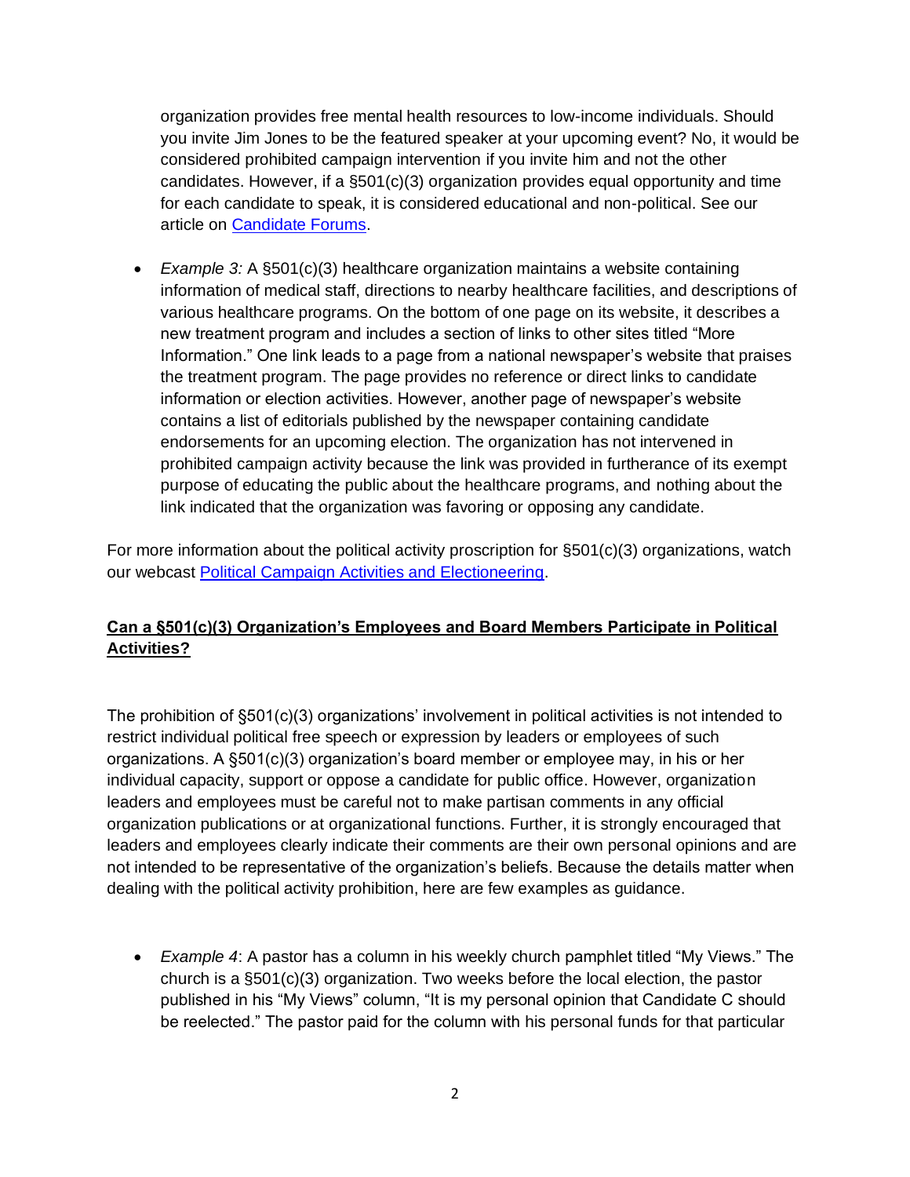organization provides free mental health resources to low-income individuals. Should you invite Jim Jones to be the featured speaker at your upcoming event? No, it would be considered prohibited campaign intervention if you invite him and not the other candidates. However, if a §501(c)(3) organization provides equal opportunity and time for each candidate to speak, it is considered educational and non-political. See our article on [Candidate Forums](Candidate Forums).

- *Example 3:* A §501(c)(3) healthcare organization maintains a website containing information of medical staff, directions to nearby healthcare facilities, and descriptions of various healthcare programs. On the bottom of one page on its website, it describes a new treatment program and includes a section of links to other sites titled "More Information." One link leads to a page from a national newspaper's website that praises the treatment program. The page provides no reference or direct links to candidate information or election activities. However, another page of newspaper's website contains a list of editorials published by the newspaper containing candidate endorsements for an upcoming election. The organization has not intervened in prohibited campaign activity because the link was provided in furtherance of its exempt purpose of educating the public about the healthcare programs, and nothing about the link indicated that the organization was favoring or opposing any candidate.

For more information about the political activity proscription for §501(c)(3) organizations, watch our webcast [Political Campaign Activities and Electioneering](Political Campaign Activities and Electioneering).

## Can a §501(c)(3) Organization's Employees and Board Members Participate in Political Activities?

The prohibition of §501(c)(3) organizations' involvement in political activities is not intended to restrict individual political free speech or expression by leaders or employees of such organizations. A §501(c)(3) organization's board member or employee may, in his or her individual capacity, support or oppose a candidate for public office. However, organization leaders and employees must be careful not to make partisan comments in any official organization publications or at organizational functions. Further, it is strongly encouraged that leaders and employees clearly indicate their comments are their own personal opinions and are not intended to be representative of the organization's beliefs. Because the details matter when dealing with the political activity prohibition, here are few examples as guidance.

- *Example 4*: A pastor has a column in his weekly church pamphlet titled "My Views." The church is a §501(c)(3) organization. Two weeks before the local election, the pastor published in his "My Views" column, "It is my personal opinion that Candidate C should be reelected." The pastor paid for the column with his personal funds for that particular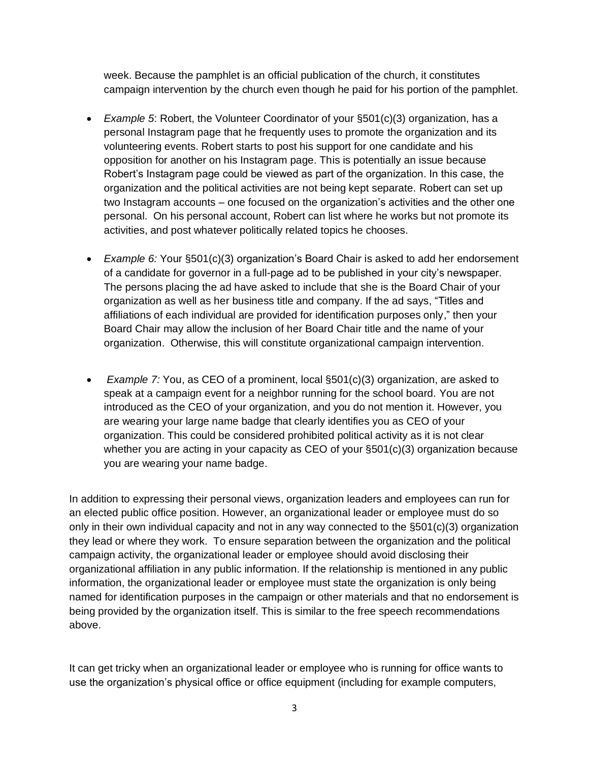week. Because the pamphlet is an official publication of the church, it constitutes campaign intervention by the church even though he paid for his portion of the pamphlet.

- *Example 5*: Robert, the Volunteer Coordinator of your §501(c)(3) organization, has a personal Instagram page that he frequently uses to promote the organization and its volunteering events. Robert starts to post his support for one candidate and his opposition for another on his Instagram page. This is potentially an issue because Robert's Instagram page could be viewed as part of the organization. In this case, the organization and the political activities are not being kept separate. Robert can set up two Instagram accounts – one focused on the organization's activities and the other one personal. On his personal account, Robert can list where he works but not promote its activities, and post whatever politically related topics he chooses.

- *Example 6:* Your §501(c)(3) organization's Board Chair is asked to add her endorsement of a candidate for governor in a full-page ad to be published in your city's newspaper. The persons placing the ad have asked to include that she is the Board Chair of your organization as well as her business title and company. If the ad says, "Titles and affiliations of each individual are provided for identification purposes only," then your Board Chair may allow the inclusion of her Board Chair title and the name of your organization. Otherwise, this will constitute organizational campaign intervention.

- *Example 7:* You, as CEO of a prominent, local §501(c)(3) organization, are asked to speak at a campaign event for a neighbor running for the school board. You are not introduced as the CEO of your organization, and you do not mention it. However, you are wearing your large name badge that clearly identifies you as CEO of your organization. This could be considered prohibited political activity as it is not clear whether you are acting in your capacity as CEO of your §501(c)(3) organization because you are wearing your name badge.

In addition to expressing their personal views, organization leaders and employees can run for an elected public office position. However, an organizational leader or employee must do so only in their own individual capacity and not in any way connected to the §501(c)(3) organization they lead or where they work. To ensure separation between the organization and the political campaign activity, the organizational leader or employee should avoid disclosing their organizational affiliation in any public information. If the relationship is mentioned in any public information, the organizational leader or employee must state the organization is only being named for identification purposes in the campaign or other materials and that no endorsement is being provided by the organization itself. This is similar to the free speech recommendations above.

It can get tricky when an organizational leader or employee who is running for office wants to use the organization's physical office or office equipment (including for example computers,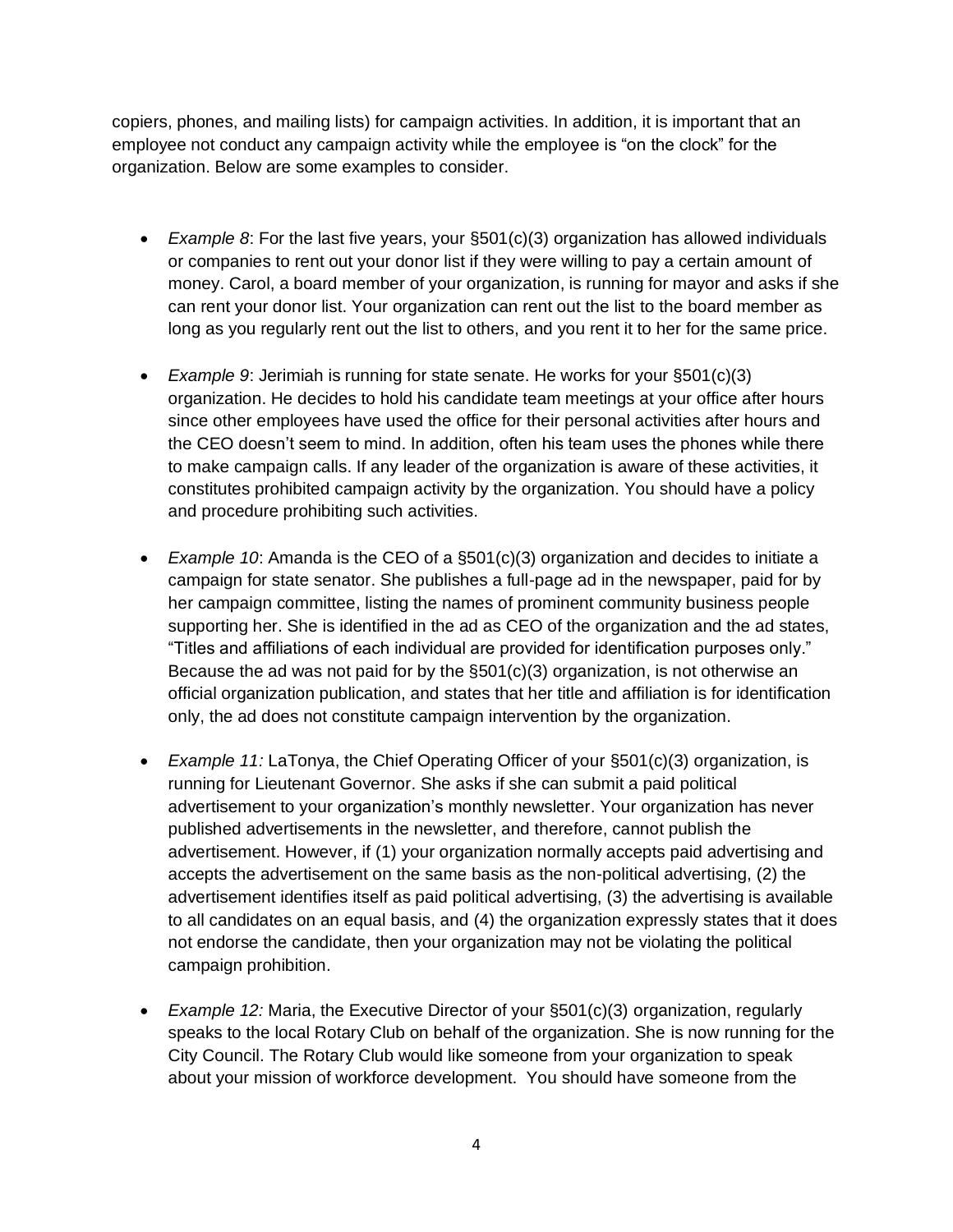copiers, phones, and mailing lists) for campaign activities. In addition, it is important that an employee not conduct any campaign activity while the employee is "on the clock" for the organization. Below are some examples to consider.

- *Example 8*: For the last five years, your §501(c)(3) organization has allowed individuals or companies to rent out your donor list if they were willing to pay a certain amount of money. Carol, a board member of your organization, is running for mayor and asks if she can rent your donor list. Your organization can rent out the list to the board member as long as you regularly rent out the list to others, and you rent it to her for the same price.

- *Example 9*: Jerimiah is running for state senate. He works for your §501(c)(3) organization. He decides to hold his candidate team meetings at your office after hours since other employees have used the office for their personal activities after hours and the CEO doesn't seem to mind. In addition, often his team uses the phones while there to make campaign calls. If any leader of the organization is aware of these activities, it constitutes prohibited campaign activity by the organization. You should have a policy and procedure prohibiting such activities.

- *Example 10*: Amanda is the CEO of a §501(c)(3) organization and decides to initiate a campaign for state senator. She publishes a full-page ad in the newspaper, paid for by her campaign committee, listing the names of prominent community business people supporting her. She is identified in the ad as CEO of the organization and the ad states, "Titles and affiliations of each individual are provided for identification purposes only." Because the ad was not paid for by the §501(c)(3) organization, is not otherwise an official organization publication, and states that her title and affiliation is for identification only, the ad does not constitute campaign intervention by the organization.

- *Example 11:* LaTonya, the Chief Operating Officer of your §501(c)(3) organization, is running for Lieutenant Governor. She asks if she can submit a paid political advertisement to your organization's monthly newsletter. Your organization has never published advertisements in the newsletter, and therefore, cannot publish the advertisement. However, if (1) your organization normally accepts paid advertising and accepts the advertisement on the same basis as the non-political advertising, (2) the advertisement identifies itself as paid political advertising, (3) the advertising is available to all candidates on an equal basis, and (4) the organization expressly states that it does not endorse the candidate, then your organization may not be violating the political campaign prohibition.

- *Example 12:* Maria, the Executive Director of your §501(c)(3) organization, regularly speaks to the local Rotary Club on behalf of the organization. She is now running for the City Council. The Rotary Club would like someone from your organization to speak about your mission of workforce development. You should have someone from the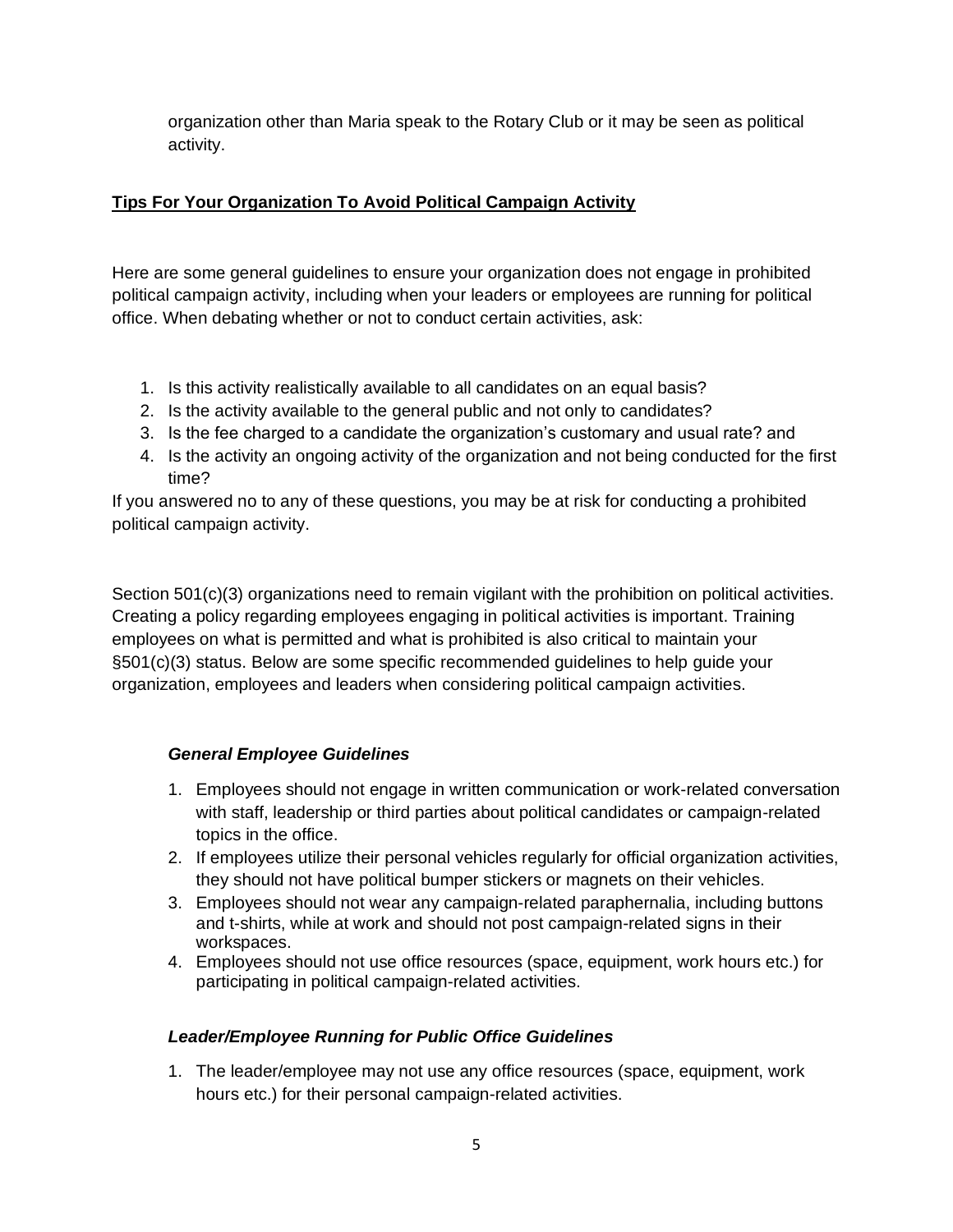organization other than Maria speak to the Rotary Club or it may be seen as political activity.

## Tips For Your Organization To Avoid Political Campaign Activity

Here are some general guidelines to ensure your organization does not engage in prohibited political campaign activity, including when your leaders or employees are running for political office. When debating whether or not to conduct certain activities, ask:

1. Is this activity realistically available to all candidates on an equal basis?
2. Is the activity available to the general public and not only to candidates?
3. Is the fee charged to a candidate the organization's customary and usual rate? and
4. Is the activity an ongoing activity of the organization and not being conducted for the first time?

If you answered no to any of these questions, you may be at risk for conducting a prohibited political campaign activity.

Section 501(c)(3) organizations need to remain vigilant with the prohibition on political activities. Creating a policy regarding employees engaging in political activities is important. Training employees on what is permitted and what is prohibited is also critical to maintain your §501(c)(3) status. Below are some specific recommended guidelines to help guide your organization, employees and leaders when considering political campaign activities.

### *General Employee Guidelines*

1. Employees should not engage in written communication or work-related conversation with staff, leadership or third parties about political candidates or campaign-related topics in the office.
2. If employees utilize their personal vehicles regularly for official organization activities, they should not have political bumper stickers or magnets on their vehicles.
3. Employees should not wear any campaign-related paraphernalia, including buttons and t-shirts, while at work and should not post campaign-related signs in their workspaces.
4. Employees should not use office resources (space, equipment, work hours etc.) for participating in political campaign-related activities.

### *Leader/Employee Running for Public Office Guidelines*

1. The leader/employee may not use any office resources (space, equipment, work hours etc.) for their personal campaign-related activities.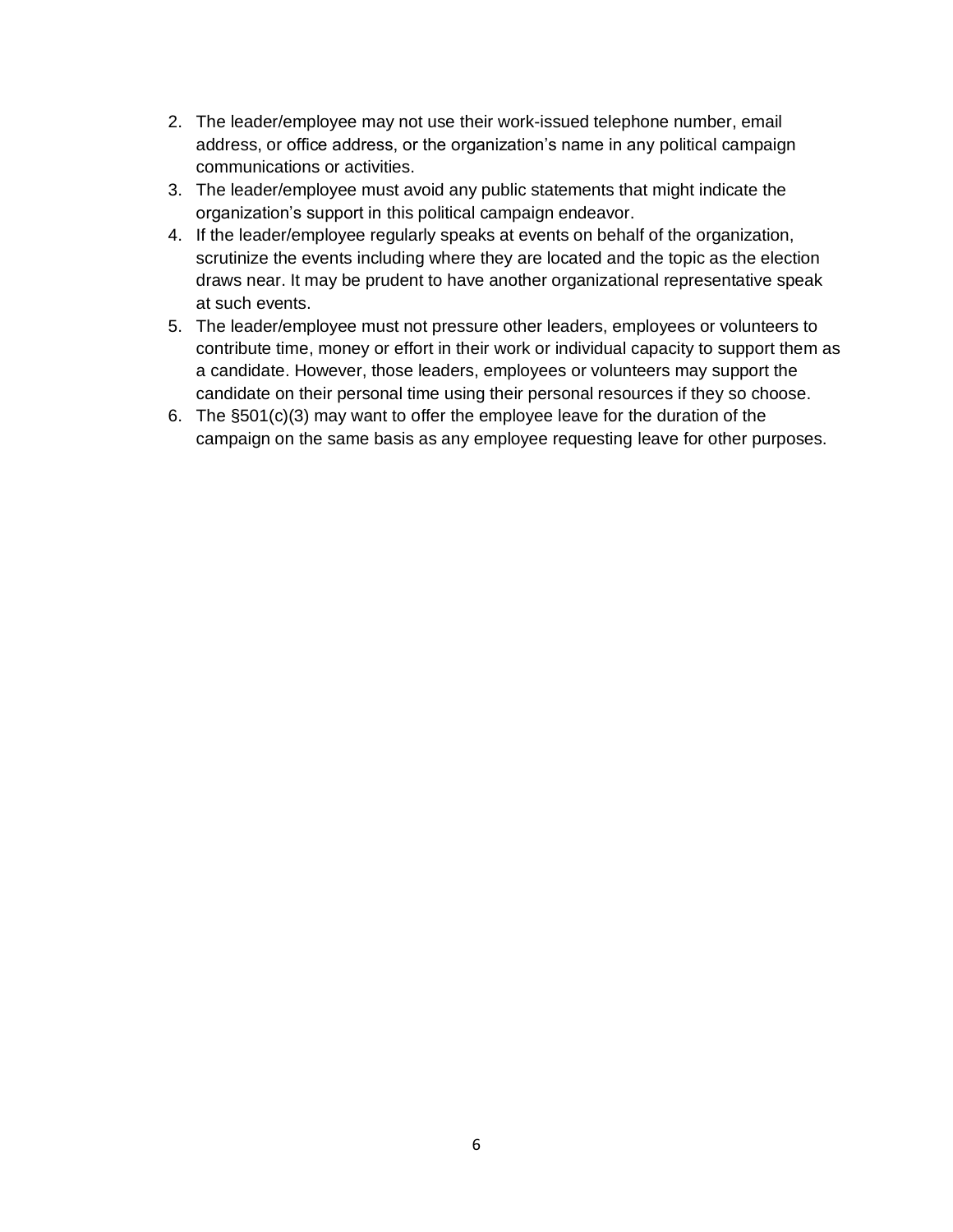2. The leader/employee may not use their work-issued telephone number, email address, or office address, or the organization's name in any political campaign communications or activities.
3. The leader/employee must avoid any public statements that might indicate the organization's support in this political campaign endeavor.
4. If the leader/employee regularly speaks at events on behalf of the organization, scrutinize the events including where they are located and the topic as the election draws near. It may be prudent to have another organizational representative speak at such events.
5. The leader/employee must not pressure other leaders, employees or volunteers to contribute time, money or effort in their work or individual capacity to support them as a candidate. However, those leaders, employees or volunteers may support the candidate on their personal time using their personal resources if they so choose.
6. The §501(c)(3) may want to offer the employee leave for the duration of the campaign on the same basis as any employee requesting leave for other purposes.